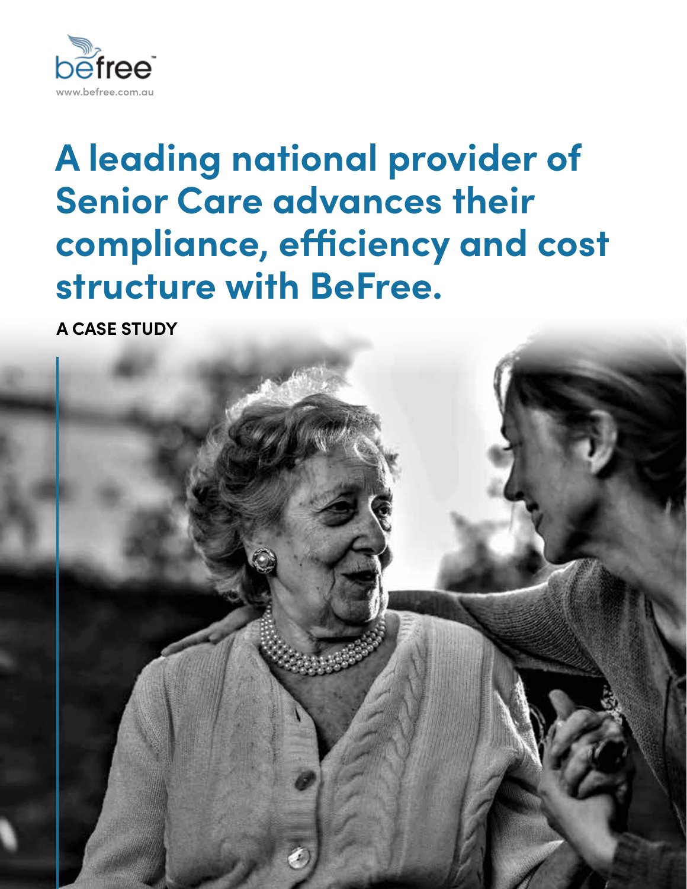befree
www.befree.com.au

# A leading national provider of Senior Care advances their compliance, efficiency and cost structure with BeFree.

**A CASE STUDY**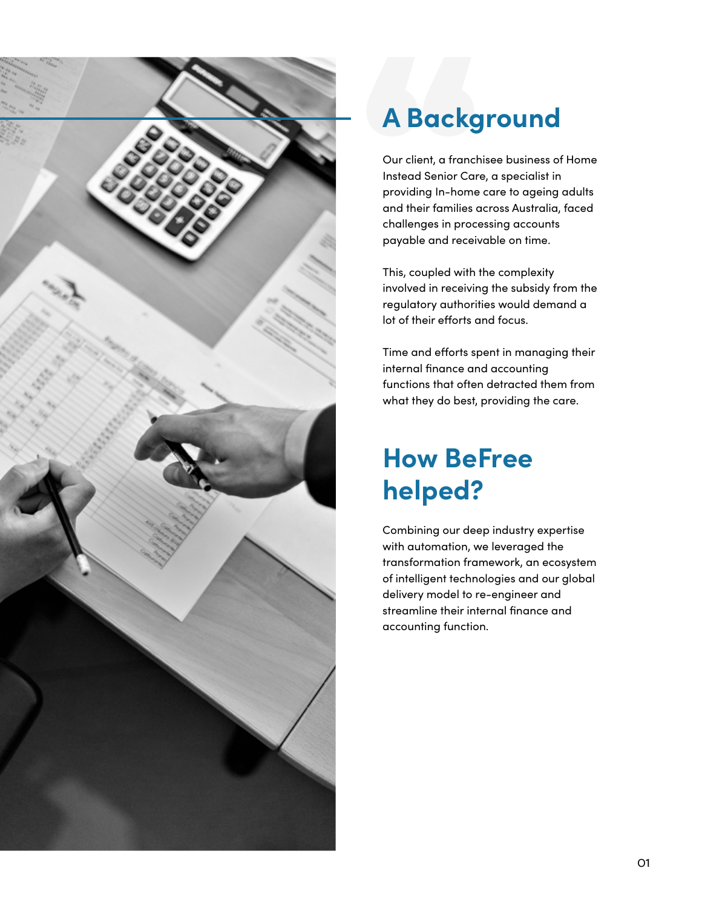# A Background

Our client, a franchisee business of Home Instead Senior Care, a specialist in providing In-home care to ageing adults and their families across Australia, faced challenges in processing accounts payable and receivable on time.

This, coupled with the complexity involved in receiving the subsidy from the regulatory authorities would demand a lot of their efforts and focus.

Time and efforts spent in managing their internal finance and accounting functions that often detracted them from what they do best, providing the care.

# How BeFree helped?

Combining our deep industry expertise with automation, we leveraged the transformation framework, an ecosystem of intelligent technologies and our global delivery model to re-engineer and streamline their internal finance and accounting function.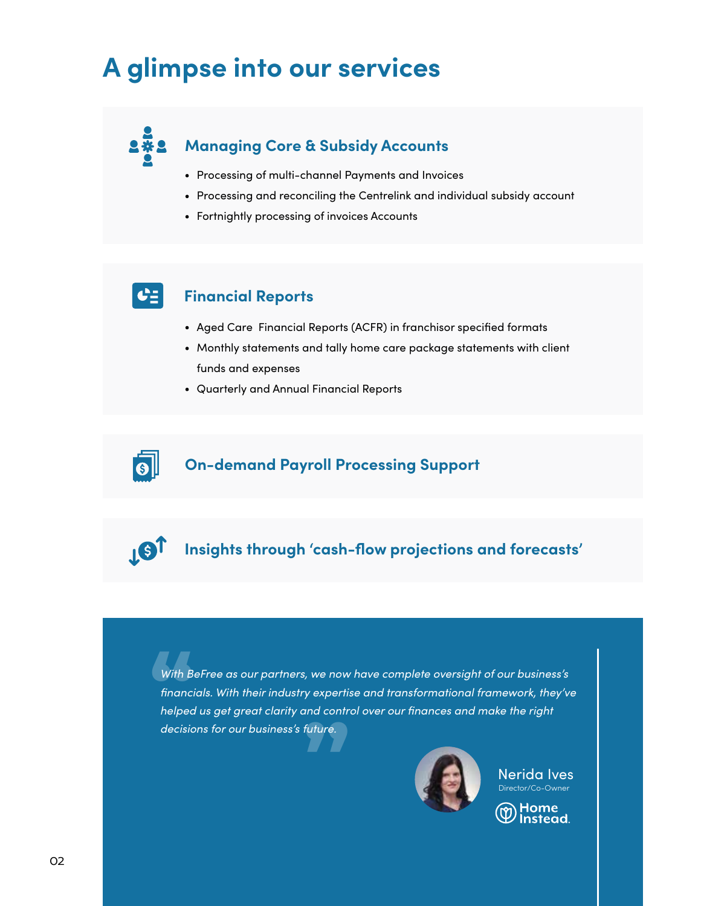# A glimpse into our services

## Managing Core & Subsidy Accounts

- Processing of multi-channel Payments and Invoices
- Processing and reconciling the Centrelink and individual subsidy account
- Fortnightly processing of invoices Accounts

## Financial Reports

- Aged Care Financial Reports (ACFR) in franchisor specified formats
- Monthly statements and tally home care package statements with client funds and expenses
- Quarterly and Annual Financial Reports

## On-demand Payroll Processing Support

## Insights through 'cash-flow projections and forecasts'

> *With BeFree as our partners, we now have complete oversight of our business's financials. With their industry expertise and transformational framework, they've helped us get great clarity and control over our finances and make the right decisions for our business's future.*

Nerida Ives
Director/Co-Owner
Home Instead.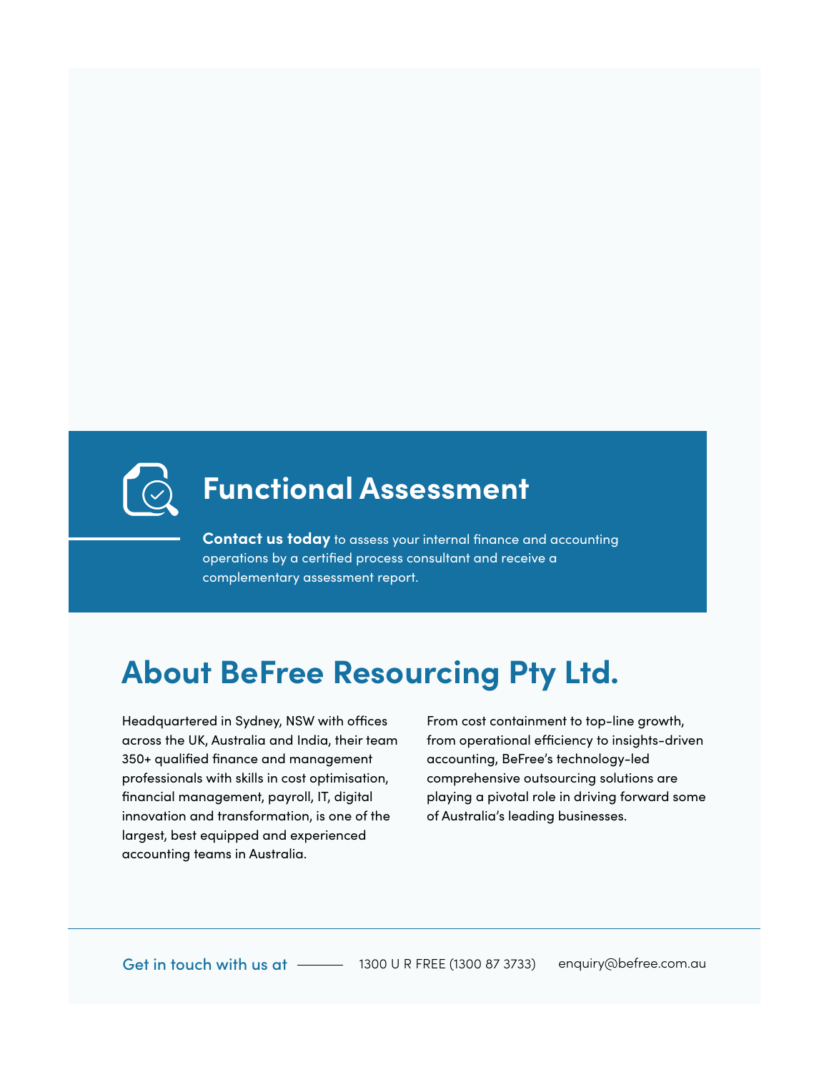## Functional Assessment

**Contact us today** to assess your internal finance and accounting operations by a certified process consultant and receive a complementary assessment report.

# About BeFree Resourcing Pty Ltd.

Headquartered in Sydney, NSW with offices across the UK, Australia and India, their team 350+ qualified finance and management professionals with skills in cost optimisation, financial management, payroll, IT, digital innovation and transformation, is one of the largest, best equipped and experienced accounting teams in Australia.

From cost containment to top-line growth, from operational efficiency to insights-driven accounting, BeFree's technology-led comprehensive outsourcing solutions are playing a pivotal role in driving forward some of Australia's leading businesses.

Get in touch with us at —— 1300 U R FREE (1300 87 3733) enquiry@befree.com.au